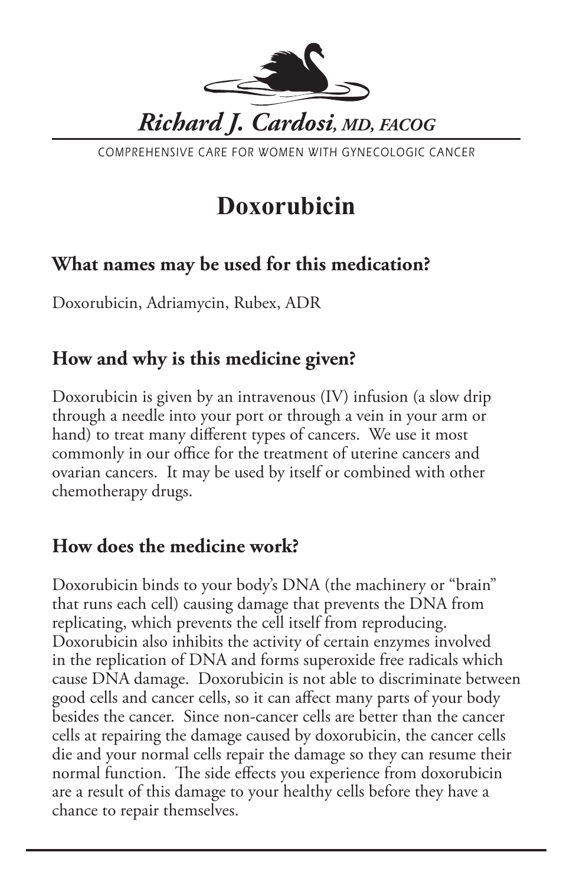*Richard J. Cardosi, MD, FACOG*

COMPREHENSIVE CARE FOR WOMEN WITH GYNECOLOGIC CANCER

# Doxorubicin

## What names may be used for this medication?

Doxorubicin, Adriamycin, Rubex, ADR

## How and why is this medicine given?

Doxorubicin is given by an intravenous (IV) infusion (a slow drip through a needle into your port or through a vein in your arm or hand) to treat many different types of cancers. We use it most commonly in our office for the treatment of uterine cancers and ovarian cancers. It may be used by itself or combined with other chemotherapy drugs.

## How does the medicine work?

Doxorubicin binds to your body's DNA (the machinery or "brain" that runs each cell) causing damage that prevents the DNA from replicating, which prevents the cell itself from reproducing. Doxorubicin also inhibits the activity of certain enzymes involved in the replication of DNA and forms superoxide free radicals which cause DNA damage. Doxorubicin is not able to discriminate between good cells and cancer cells, so it can affect many parts of your body besides the cancer. Since non-cancer cells are better than the cancer cells at repairing the damage caused by doxorubicin, the cancer cells die and your normal cells repair the damage so they can resume their normal function. The side effects you experience from doxorubicin are a result of this damage to your healthy cells before they have a chance to repair themselves.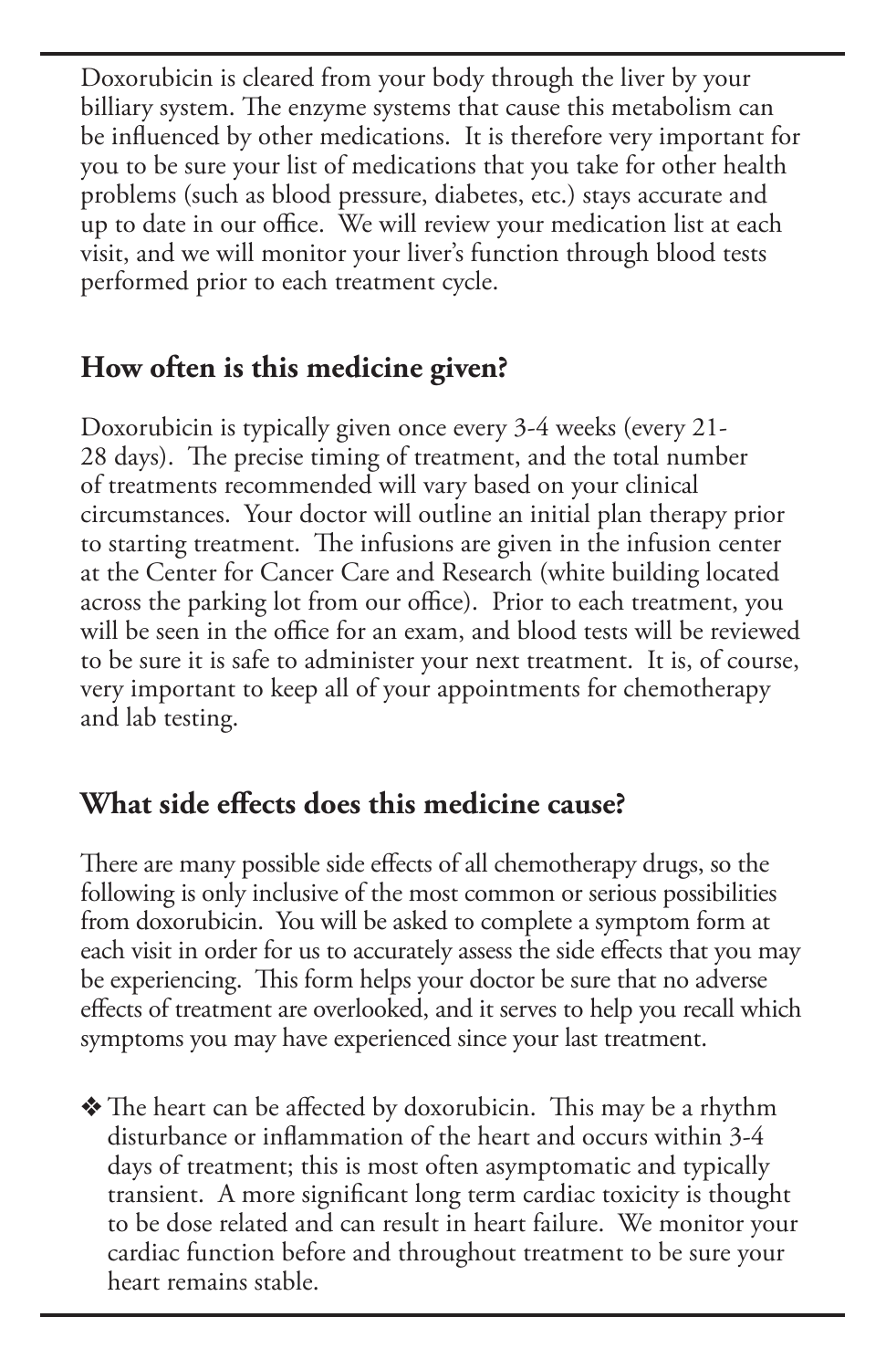Doxorubicin is cleared from your body through the liver by your billiary system. The enzyme systems that cause this metabolism can be influenced by other medications. It is therefore very important for you to be sure your list of medications that you take for other health problems (such as blood pressure, diabetes, etc.) stays accurate and up to date in our office. We will review your medication list at each visit, and we will monitor your liver's function through blood tests performed prior to each treatment cycle.

## How often is this medicine given?

Doxorubicin is typically given once every 3-4 weeks (every 21-28 days). The precise timing of treatment, and the total number of treatments recommended will vary based on your clinical circumstances. Your doctor will outline an initial plan therapy prior to starting treatment. The infusions are given in the infusion center at the Center for Cancer Care and Research (white building located across the parking lot from our office). Prior to each treatment, you will be seen in the office for an exam, and blood tests will be reviewed to be sure it is safe to administer your next treatment. It is, of course, very important to keep all of your appointments for chemotherapy and lab testing.

## What side effects does this medicine cause?

There are many possible side effects of all chemotherapy drugs, so the following is only inclusive of the most common or serious possibilities from doxorubicin. You will be asked to complete a symptom form at each visit in order for us to accurately assess the side effects that you may be experiencing. This form helps your doctor be sure that no adverse effects of treatment are overlooked, and it serves to help you recall which symptoms you may have experienced since your last treatment.

- ❖ The heart can be affected by doxorubicin. This may be a rhythm disturbance or inflammation of the heart and occurs within 3-4 days of treatment; this is most often asymptomatic and typically transient. A more significant long term cardiac toxicity is thought to be dose related and can result in heart failure. We monitor your cardiac function before and throughout treatment to be sure your heart remains stable.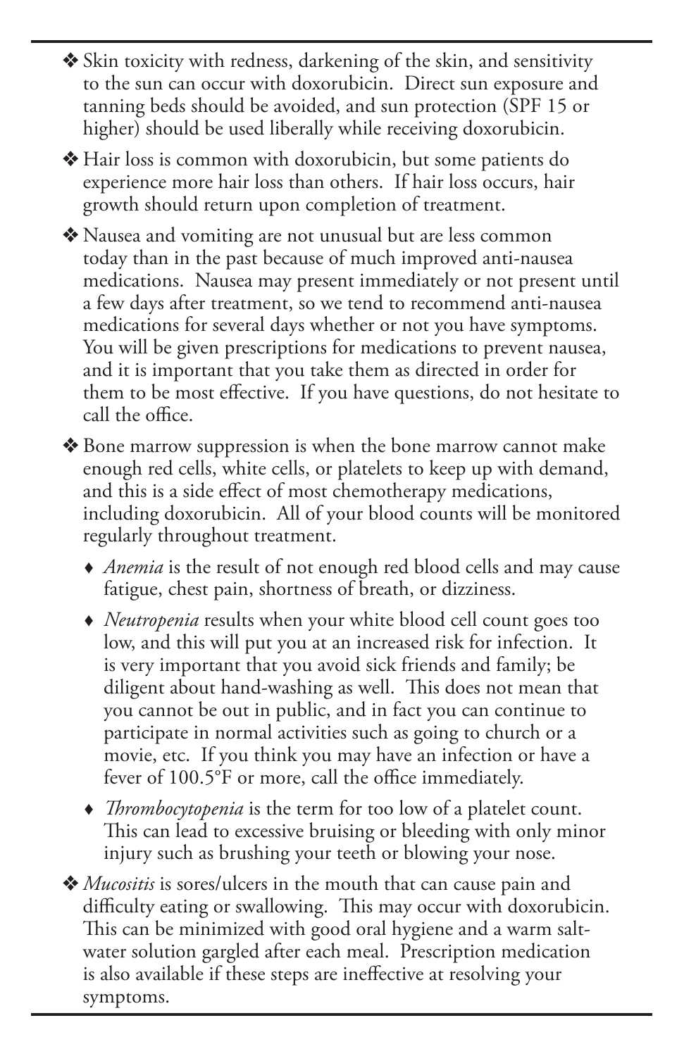- Skin toxicity with redness, darkening of the skin, and sensitivity to the sun can occur with doxorubicin. Direct sun exposure and tanning beds should be avoided, and sun protection (SPF 15 or higher) should be used liberally while receiving doxorubicin.
- Hair loss is common with doxorubicin, but some patients do experience more hair loss than others. If hair loss occurs, hair growth should return upon completion of treatment.
- Nausea and vomiting are not unusual but are less common today than in the past because of much improved anti-nausea medications. Nausea may present immediately or not present until a few days after treatment, so we tend to recommend anti-nausea medications for several days whether or not you have symptoms. You will be given prescriptions for medications to prevent nausea, and it is important that you take them as directed in order for them to be most effective. If you have questions, do not hesitate to call the office.
- Bone marrow suppression is when the bone marrow cannot make enough red cells, white cells, or platelets to keep up with demand, and this is a side effect of most chemotherapy medications, including doxorubicin. All of your blood counts will be monitored regularly throughout treatment.
  - *Anemia* is the result of not enough red blood cells and may cause fatigue, chest pain, shortness of breath, or dizziness.
  - *Neutropenia* results when your white blood cell count goes too low, and this will put you at an increased risk for infection. It is very important that you avoid sick friends and family; be diligent about hand-washing as well. This does not mean that you cannot be out in public, and in fact you can continue to participate in normal activities such as going to church or a movie, etc. If you think you may have an infection or have a fever of 100.5°F or more, call the office immediately.
  - *Thrombocytopenia* is the term for too low of a platelet count. This can lead to excessive bruising or bleeding with only minor injury such as brushing your teeth or blowing your nose.
- *Mucositis* is sores/ulcers in the mouth that can cause pain and difficulty eating or swallowing. This may occur with doxorubicin. This can be minimized with good oral hygiene and a warm salt-water solution gargled after each meal. Prescription medication is also available if these steps are ineffective at resolving your symptoms.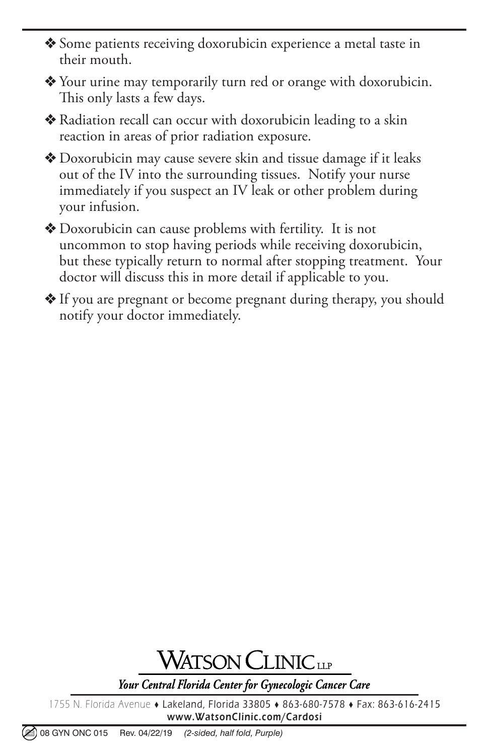- ❖ Some patients receiving doxorubicin experience a metal taste in their mouth.
- ❖ Your urine may temporarily turn red or orange with doxorubicin. This only lasts a few days.
- ❖ Radiation recall can occur with doxorubicin leading to a skin reaction in areas of prior radiation exposure.
- ❖ Doxorubicin may cause severe skin and tissue damage if it leaks out of the IV into the surrounding tissues. Notify your nurse immediately if you suspect an IV leak or other problem during your infusion.
- ❖ Doxorubicin can cause problems with fertility. It is not uncommon to stop having periods while receiving doxorubicin, but these typically return to normal after stopping treatment. Your doctor will discuss this in more detail if applicable to you.
- ❖ If you are pregnant or become pregnant during therapy, you should notify your doctor immediately.

WATSON CLINIC LLP

*Your Central Florida Center for Gynecologic Cancer Care*

1755 N. Florida Avenue ♦ Lakeland, Florida 33805 ♦ 863-680-7578 ♦ Fax: 863-616-2415

**www.WatsonClinic.com/Cardosi**

08 GYN ONC 015 Rev. 04/22/19 *(2-sided, half fold, Purple)*